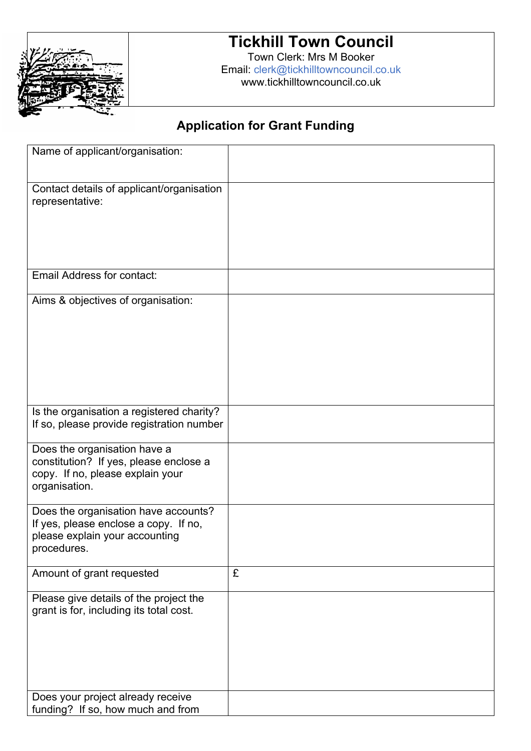# Tickhill Town Council

Town Clerk: Mrs M Booker
Email: clerk@tickhilltowncouncil.co.uk
www.tickhilltowncouncil.co.uk

## Application for Grant Funding

| | |
|---|---|
| Name of applicant/organisation: | |
| Contact details of applicant/organisation representative: | |
| Email Address for contact: | |
| Aims & objectives of organisation: | |
| Is the organisation a registered charity? If so, please provide registration number | |
| Does the organisation have a constitution? If yes, please enclose a copy. If no, please explain your organisation. | |
| Does the organisation have accounts? If yes, please enclose a copy. If no, please explain your accounting procedures. | |
| Amount of grant requested | £ |
| Please give details of the project the grant is for, including its total cost. | |
| Does your project already receive funding? If so, how much and from | |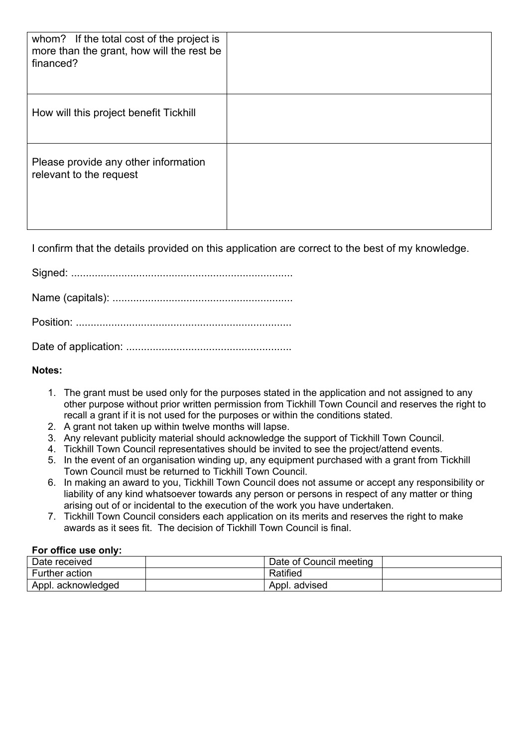| | |
|---|---|
| whom? If the total cost of the project is more than the grant, how will the rest be financed? | |
| How will this project benefit Tickhill | |
| Please provide any other information relevant to the request | |

I confirm that the details provided on this application are correct to the best of my knowledge.

Signed: ..........................................................................

Name (capitals): ............................................................

Position: ........................................................................

Date of application: .......................................................

**Notes:**

1. The grant must be used only for the purposes stated in the application and not assigned to any other purpose without prior written permission from Tickhill Town Council and reserves the right to recall a grant if it is not used for the purposes or within the conditions stated.
2. A grant not taken up within twelve months will lapse.
3. Any relevant publicity material should acknowledge the support of Tickhill Town Council.
4. Tickhill Town Council representatives should be invited to see the project/attend events.
5. In the event of an organisation winding up, any equipment purchased with a grant from Tickhill Town Council must be returned to Tickhill Town Council.
6. In making an award to you, Tickhill Town Council does not assume or accept any responsibility or liability of any kind whatsoever towards any person or persons in respect of any matter or thing arising out of or incidental to the execution of the work you have undertaken.
7. Tickhill Town Council considers each application on its merits and reserves the right to make awards as it sees fit. The decision of Tickhill Town Council is final.

**For office use only:**

| | | | |
|---|---|---|---|
| Date received | | Date of Council meeting | |
| Further action | | Ratified | |
| Appl. acknowledged | | Appl. advised | |